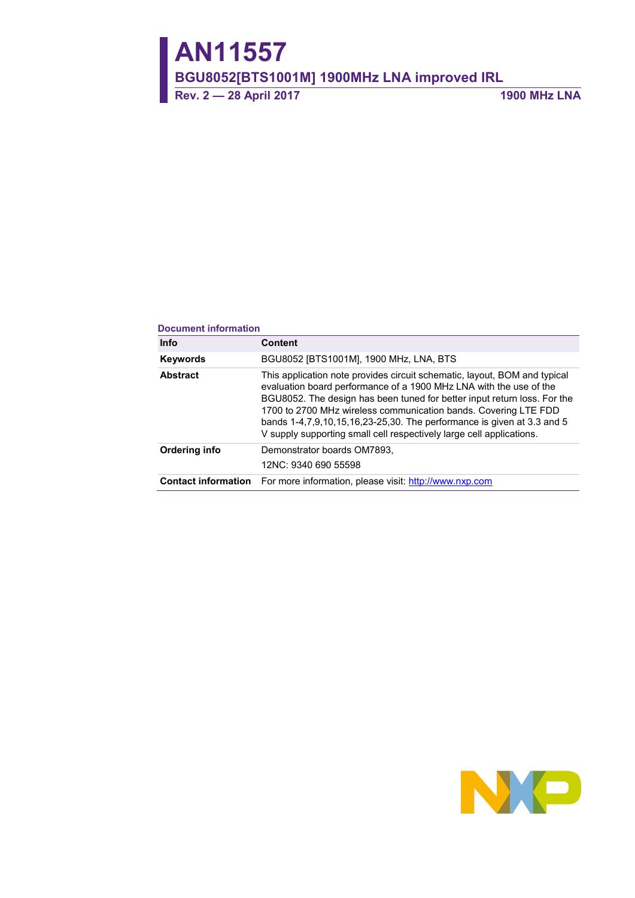# AN11557

## BGU8052[BTS1001M] 1900MHz LNA improved IRL

**Rev. 2 — 28 April 2017** **1900 MHz LNA**

**Document information**

| Info | Content |
|---|---|
| **Keywords** | BGU8052 [BTS1001M], 1900 MHz, LNA, BTS |
| **Abstract** | This application note provides circuit schematic, layout, BOM and typical evaluation board performance of a 1900 MHz LNA with the use of the BGU8052. The design has been tuned for better input return loss. For the 1700 to 2700 MHz wireless communication bands. Covering LTE FDD bands 1-4,7,9,10,15,16,23-25,30. The performance is given at 3.3 and 5 V supply supporting small cell respectively large cell applications. |
| **Ordering info** | Demonstrator boards OM7893, 12NC: 9340 690 55598 |
| **Contact information** | For more information, please visit: http://www.nxp.com |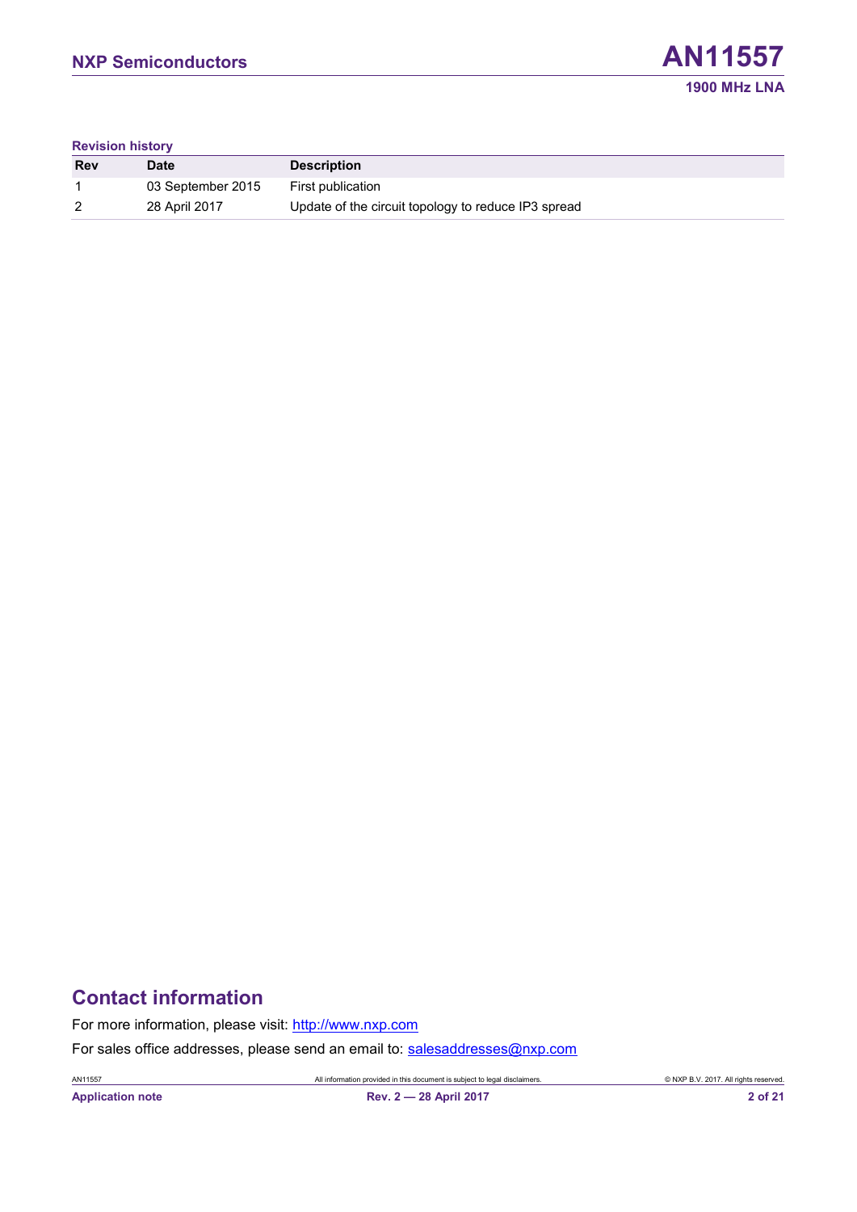**Revision history**

| Rev | Date | Description |
|---|---|---|
| 1 | 03 September 2015 | First publication |
| 2 | 28 April 2017 | Update of the circuit topology to reduce IP3 spread |

## Contact information

For more information, please visit: http://www.nxp.com

For sales office addresses, please send an email to: salesaddresses@nxp.com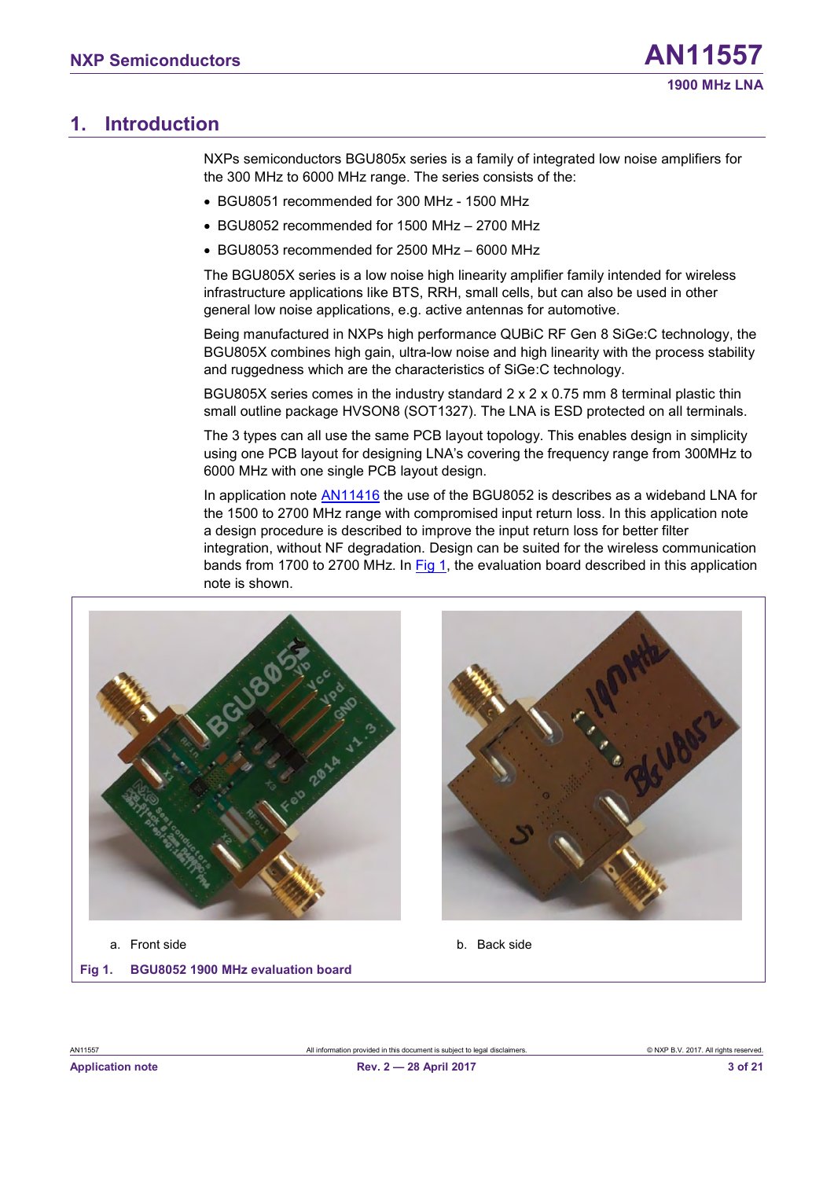# 1. Introduction

NXPs semiconductors BGU805x series is a family of integrated low noise amplifiers for the 300 MHz to 6000 MHz range. The series consists of the:

- BGU8051 recommended for 300 MHz - 1500 MHz
- BGU8052 recommended for 1500 MHz – 2700 MHz
- BGU8053 recommended for 2500 MHz – 6000 MHz

The BGU805X series is a low noise high linearity amplifier family intended for wireless infrastructure applications like BTS, RRH, small cells, but can also be used in other general low noise applications, e.g. active antennas for automotive.

Being manufactured in NXPs high performance QUBiC RF Gen 8 SiGe:C technology, the BGU805X combines high gain, ultra-low noise and high linearity with the process stability and ruggedness which are the characteristics of SiGe:C technology.

BGU805X series comes in the industry standard 2 x 2 x 0.75 mm 8 terminal plastic thin small outline package HVSON8 (SOT1327). The LNA is ESD protected on all terminals.

The 3 types can all use the same PCB layout topology. This enables design in simplicity using one PCB layout for designing LNA's covering the frequency range from 300MHz to 6000 MHz with one single PCB layout design.

In application note AN11416 the use of the BGU8052 is describes as a wideband LNA for the 1500 to 2700 MHz range with compromised input return loss. In this application note a design procedure is described to improve the input return loss for better filter integration, without NF degradation. Design can be suited for the wireless communication bands from 1700 to 2700 MHz. In Fig 1, the evaluation board described in this application note is shown.

a. Front side

b. Back side

**Fig 1. BGU8052 1900 MHz evaluation board**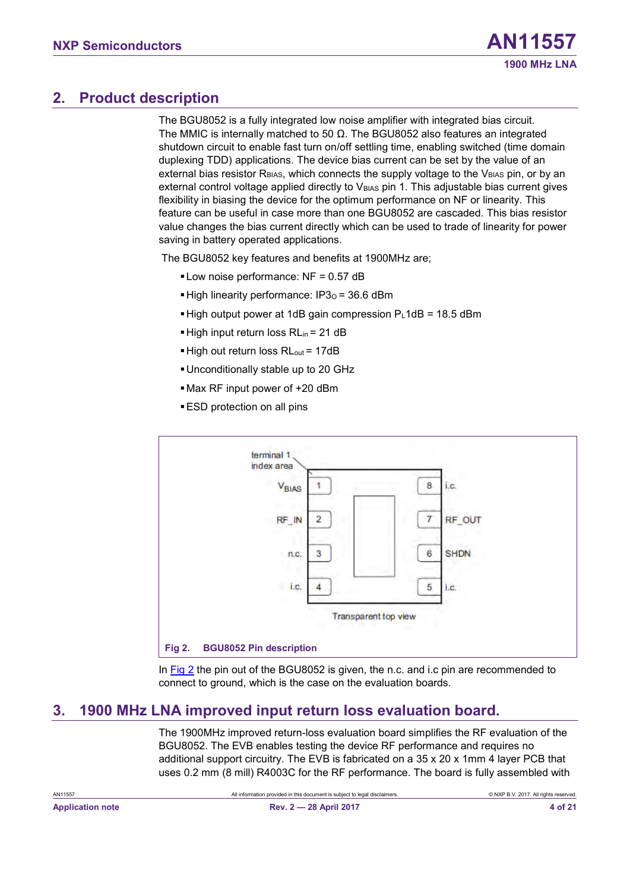## 2. Product description

The BGU8052 is a fully integrated low noise amplifier with integrated bias circuit. The MMIC is internally matched to 50 Ω. The BGU8052 also features an integrated shutdown circuit to enable fast turn on/off settling time, enabling switched (time domain duplexing TDD) applications. The device bias current can be set by the value of an external bias resistor $R_{BIAS}$, which connects the supply voltage to the $V_{BIAS}$ pin, or by an external control voltage applied directly to $V_{BIAS}$ pin 1. This adjustable bias current gives flexibility in biasing the device for the optimum performance on NF or linearity. This feature can be useful in case more than one BGU8052 are cascaded. This bias resistor value changes the bias current directly which can be used to trade of linearity for power saving in battery operated applications.

The BGU8052 key features and benefits at 1900MHz are;

- Low noise performance: NF = 0.57 dB
- High linearity performance: $IP3_O$ = 36.6 dBm
- High output power at 1dB gain compression $P_L1dB$ = 18.5 dBm
- High input return loss $RL_{in}$ = 21 dB
- High out return loss $RL_{out}$ = 17dB
- Unconditionally stable up to 20 GHz
- Max RF input power of +20 dBm
- ESD protection on all pins

terminal 1 index area

| Pin | Name | Pin | Name |
|---|---|---|---|
| 1 | $V_{BIAS}$ | 8 | i.c. |
| 2 | RF_IN | 7 | RF_OUT |
| 3 | n.c. | 6 | SHDN |
| 4 | i.c. | 5 | i.c. |

Transparent top view

**Fig 2. BGU8052 Pin description**

In Fig 2 the pin out of the BGU8052 is given, the n.c. and i.c pin are recommended to connect to ground, which is the case on the evaluation boards.

## 3. 1900 MHz LNA improved input return loss evaluation board.

The 1900MHz improved return-loss evaluation board simplifies the RF evaluation of the BGU8052. The EVB enables testing the device RF performance and requires no additional support circuitry. The EVB is fabricated on a 35 x 20 x 1mm 4 layer PCB that uses 0.2 mm (8 mill) R4003C for the RF performance. The board is fully assembled with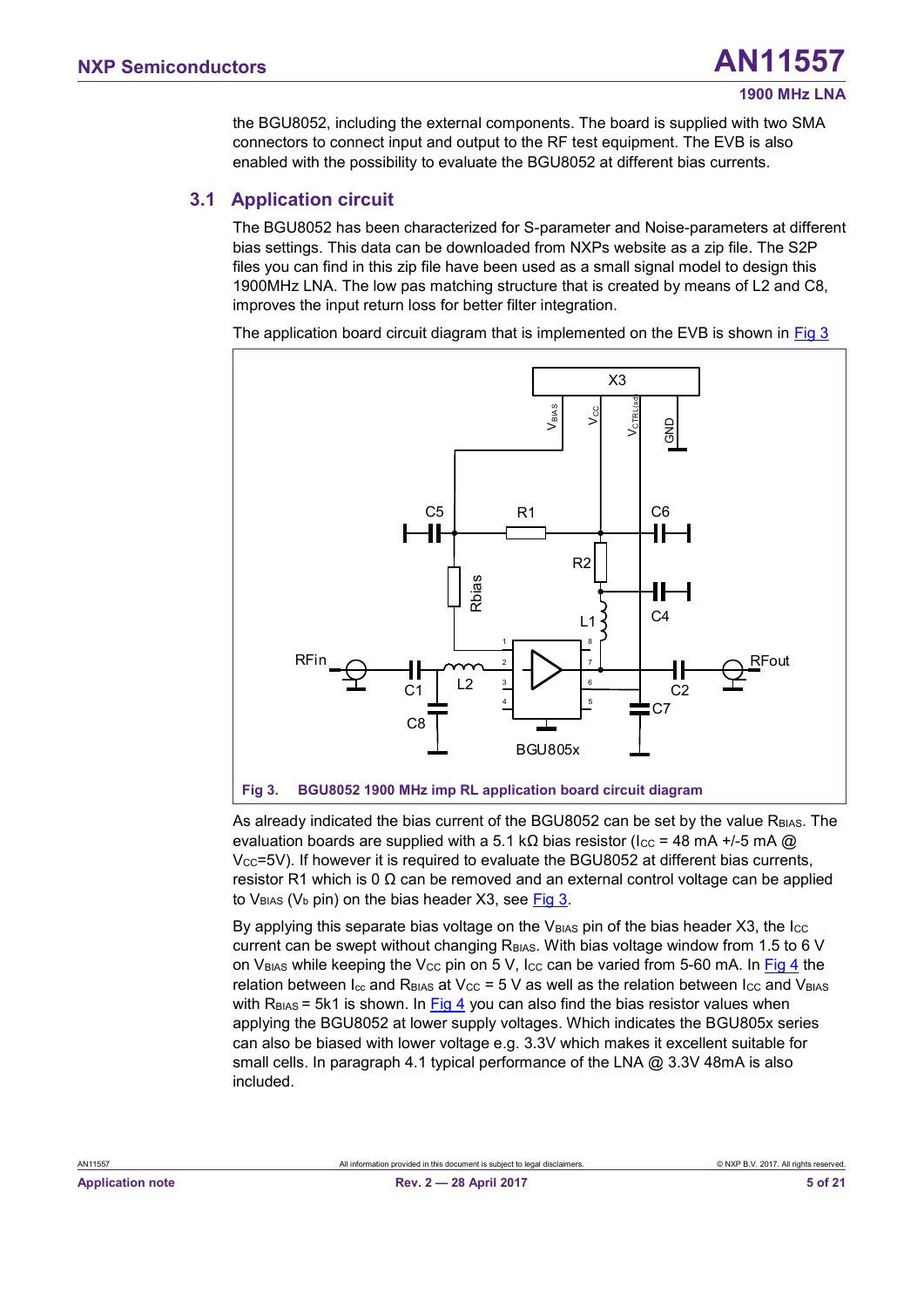the BGU8052, including the external components. The board is supplied with two SMA connectors to connect input and output to the RF test equipment. The EVB is also enabled with the possibility to evaluate the BGU8052 at different bias currents.

## 3.1 Application circuit

The BGU8052 has been characterized for S-parameter and Noise-parameters at different bias settings. This data can be downloaded from NXPs website as a zip file. The S2P files you can find in this zip file have been used as a small signal model to design this 1900MHz LNA. The low pas matching structure that is created by means of L2 and C8, improves the input return loss for better filter integration.

The application board circuit diagram that is implemented on the EVB is shown in Fig 3

**Fig 3. BGU8052 1900 MHz imp RL application board circuit diagram**

As already indicated the bias current of the BGU8052 can be set by the value $R_{BIAS}$. The evaluation boards are supplied with a 5.1 kΩ bias resistor ($I_{CC}$ = 48 mA +/-5 mA @ $V_{CC}$=5V). If however it is required to evaluate the BGU8052 at different bias currents, resistor R1 which is 0 Ω can be removed and an external control voltage can be applied to $V_{BIAS}$ ($V_b$ pin) on the bias header X3, see Fig 3.

By applying this separate bias voltage on the $V_{BIAS}$ pin of the bias header X3, the $I_{CC}$ current can be swept without changing $R_{BIAS}$. With bias voltage window from 1.5 to 6 V on $V_{BIAS}$ while keeping the $V_{CC}$ pin on 5 V, $I_{CC}$ can be varied from 5-60 mA. In Fig 4 the relation between $I_{cc}$ and $R_{BIAS}$ at $V_{CC}$ = 5 V as well as the relation between $I_{CC}$ and $V_{BIAS}$ with $R_{BIAS}$ = 5k1 is shown. In Fig 4 you can also find the bias resistor values when applying the BGU8052 at lower supply voltages. Which indicates the BGU805x series can also be biased with lower voltage e.g. 3.3V which makes it excellent suitable for small cells. In paragraph 4.1 typical performance of the LNA @ 3.3V 48mA is also included.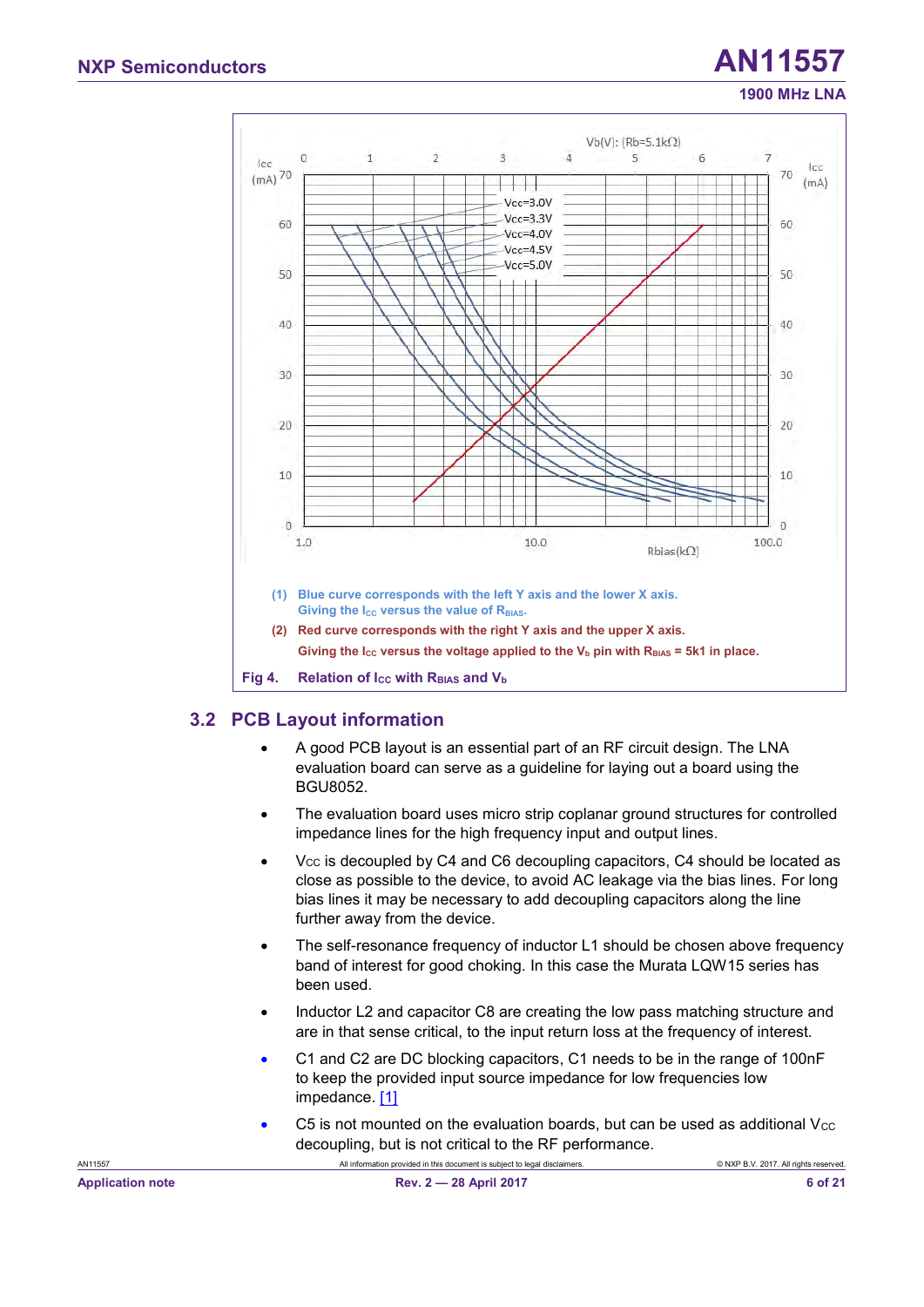(1) Blue curve corresponds with the left Y axis and the lower X axis. Giving the $I_{CC}$ versus the value of $R_{BIAS}$.

(2) Red curve corresponds with the right Y axis and the upper X axis. Giving the $I_{CC}$ versus the voltage applied to the $V_b$ pin with $R_{BIAS}$ = 5k1 in place.

**Fig 4. Relation of $I_{CC}$ with $R_{BIAS}$ and $V_b$**

## 3.2 PCB Layout information

- A good PCB layout is an essential part of an RF circuit design. The LNA evaluation board can serve as a guideline for laying out a board using the BGU8052.
- The evaluation board uses micro strip coplanar ground structures for controlled impedance lines for the high frequency input and output lines.
- $V_{CC}$ is decoupled by C4 and C6 decoupling capacitors, C4 should be located as close as possible to the device, to avoid AC leakage via the bias lines. For long bias lines it may be necessary to add decoupling capacitors along the line further away from the device.
- The self-resonance frequency of inductor L1 should be chosen above frequency band of interest for good choking. In this case the Murata LQW15 series has been used.
- Inductor L2 and capacitor C8 are creating the low pass matching structure and are in that sense critical, to the input return loss at the frequency of interest.
- C1 and C2 are DC blocking capacitors, C1 needs to be in the range of 100nF to keep the provided input source impedance for low frequencies low impedance. [1]
- C5 is not mounted on the evaluation boards, but can be used as additional $V_{CC}$ decoupling, but is not critical to the RF performance.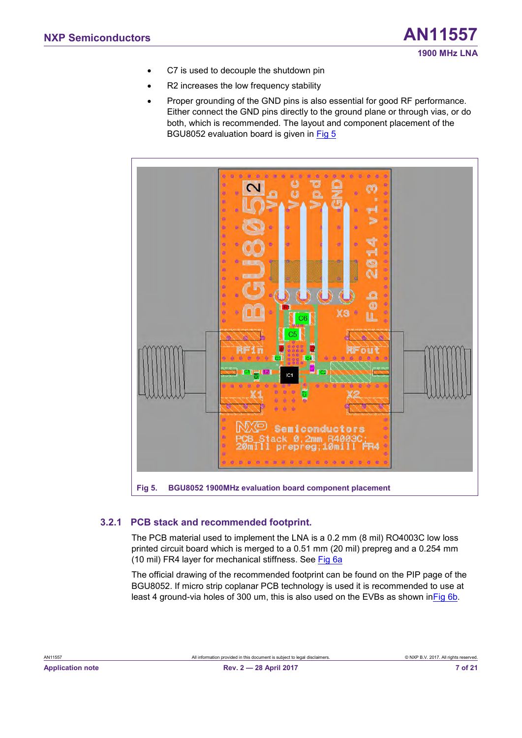- C7 is used to decouple the shutdown pin
- R2 increases the low frequency stability
- Proper grounding of the GND pins is also essential for good RF performance. Either connect the GND pins directly to the ground plane or through vias, or do both, which is recommended. The layout and component placement of the BGU8052 evaluation board is given in Fig 5

**Fig 5. BGU8052 1900MHz evaluation board component placement**

### 3.2.1 PCB stack and recommended footprint.

The PCB material used to implement the LNA is a 0.2 mm (8 mil) RO4003C low loss printed circuit board which is merged to a 0.51 mm (20 mil) prepreg and a 0.254 mm (10 mil) FR4 layer for mechanical stiffness. See Fig 6a

The official drawing of the recommended footprint can be found on the PIP page of the BGU8052. If micro strip coplanar PCB technology is used it is recommended to use at least 4 ground-via holes of 300 um, this is also used on the EVBs as shown inFig 6b.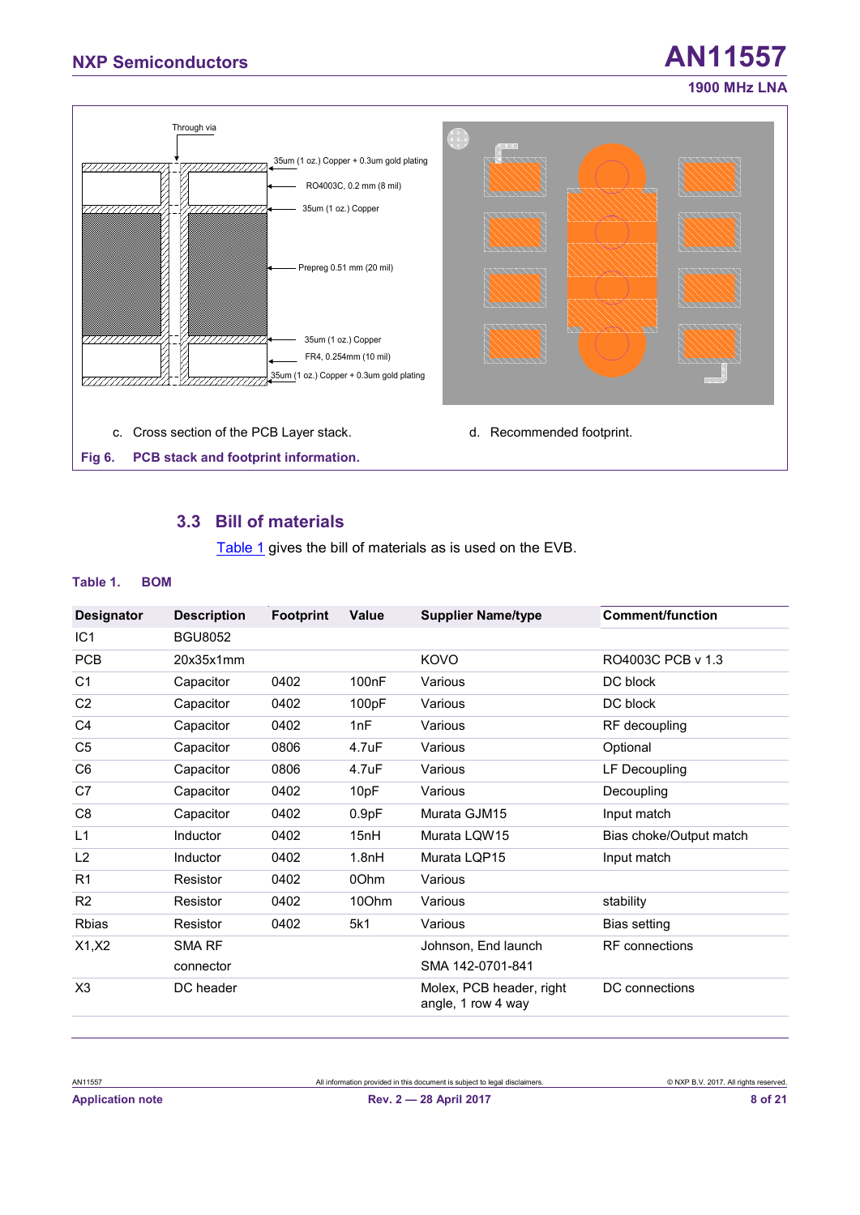Through via

35um (1 oz.) Copper + 0.3um gold plating

RO4003C, 0.2 mm (8 mil)

35um (1 oz.) Copper

Prepreg 0.51 mm (20 mil)

35um (1 oz.) Copper

FR4, 0.254mm (10 mil)

35um (1 oz.) Copper + 0.3um gold plating

c. Cross section of the PCB Layer stack.

d. Recommended footprint.

**Fig 6. PCB stack and footprint information.**

## 3.3 Bill of materials

Table 1 gives the bill of materials as is used on the EVB.

**Table 1. BOM**

| Designator | Description | Footprint | Value | Supplier Name/type | Comment/function |
|---|---|---|---|---|---|
| IC1 | BGU8052 | | | | |
| PCB | 20x35x1mm | | | KOVO | RO4003C PCB v 1.3 |
| C1 | Capacitor | 0402 | 100nF | Various | DC block |
| C2 | Capacitor | 0402 | 100pF | Various | DC block |
| C4 | Capacitor | 0402 | 1nF | Various | RF decoupling |
| C5 | Capacitor | 0806 | 4.7uF | Various | Optional |
| C6 | Capacitor | 0806 | 4.7uF | Various | LF Decoupling |
| C7 | Capacitor | 0402 | 10pF | Various | Decoupling |
| C8 | Capacitor | 0402 | 0.9pF | Murata GJM15 | Input match |
| L1 | Inductor | 0402 | 15nH | Murata LQW15 | Bias choke/Output match |
| L2 | Inductor | 0402 | 1.8nH | Murata LQP15 | Input match |
| R1 | Resistor | 0402 | 0Ohm | Various | |
| R2 | Resistor | 0402 | 10Ohm | Various | stability |
| Rbias | Resistor | 0402 | 5k1 | Various | Bias setting |
| X1,X2 | SMA RF connector | | | Johnson, End launch SMA 142-0701-841 | RF connections |
| X3 | DC header | | | Molex, PCB header, right angle, 1 row 4 way | DC connections |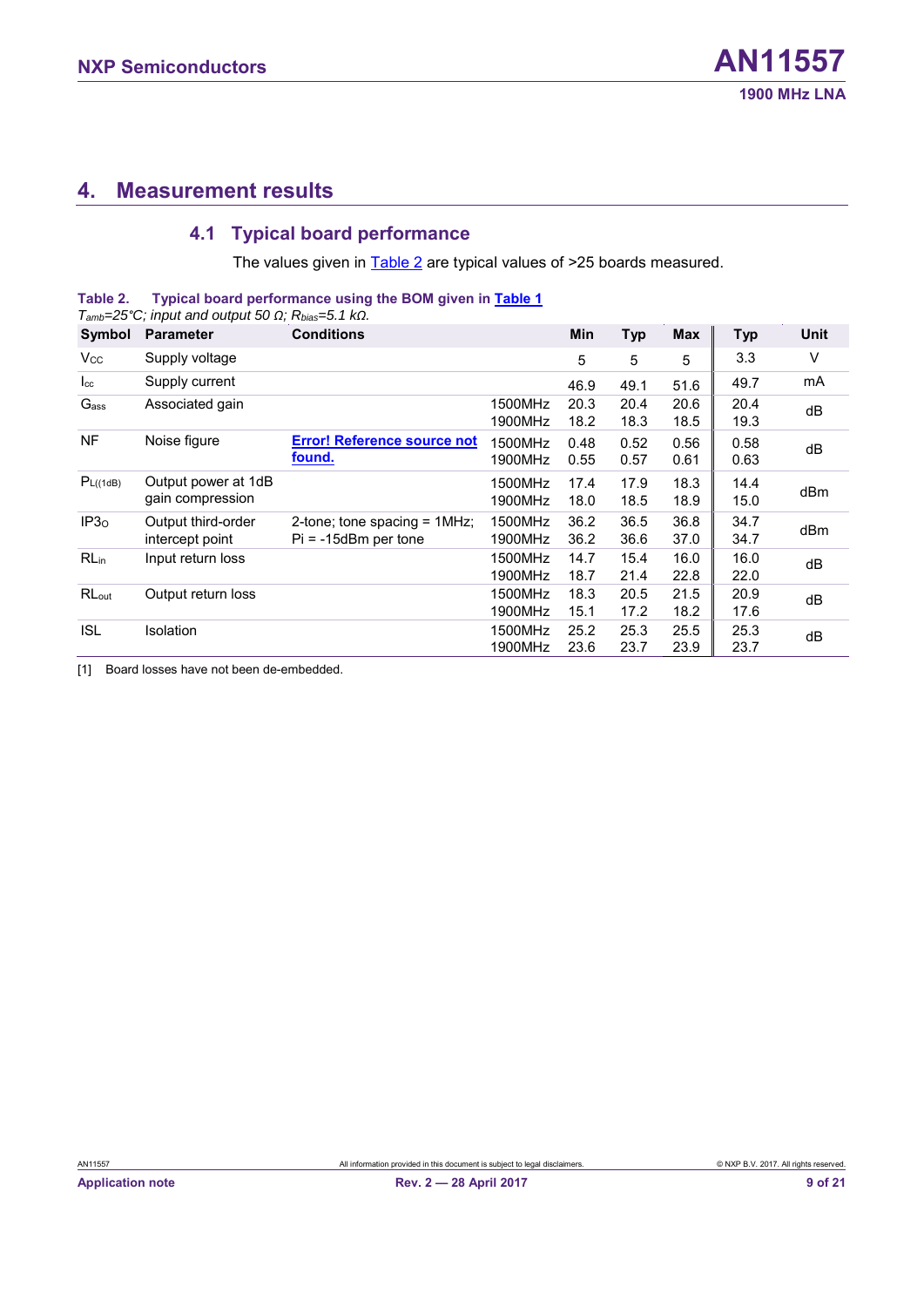# 4. Measurement results

## 4.1 Typical board performance

The values given in Table 2 are typical values of >25 boards measured.

**Table 2. Typical board performance using the BOM given in Table 1**

*$T_{amb}$=25°C; input and output 50 Ω; $R_{bias}$=5.1 kΩ.*

| Symbol | Parameter | Conditions | | Min | Typ | Max | Typ | Unit |
|---|---|---|---|---|---|---|---|---|
| $V_{CC}$ | Supply voltage | | | 5 | 5 | 5 | 3.3 | V |
| $I_{cc}$ | Supply current | | | 46.9 | 49.1 | 51.6 | 49.7 | mA |
| $G_{ass}$ | Associated gain | | 1500MHz<br>1900MHz | 20.3<br>18.2 | 20.4<br>18.3 | 20.6<br>18.5 | 20.4<br>19.3 | dB |
| NF | Noise figure | Error! Reference source not found. | 1500MHz<br>1900MHz | 0.48<br>0.55 | 0.52<br>0.57 | 0.56<br>0.61 | 0.58<br>0.63 | dB |
| $P_{L(1dB)}$ | Output power at 1dB gain compression | | 1500MHz<br>1900MHz | 17.4<br>18.0 | 17.9<br>18.5 | 18.3<br>18.9 | 14.4<br>15.0 | dBm |
| $IP3_O$ | Output third-order intercept point | 2-tone; tone spacing = 1MHz; Pi = -15dBm per tone | 1500MHz<br>1900MHz | 36.2<br>36.2 | 36.5<br>36.6 | 36.8<br>37.0 | 34.7<br>34.7 | dBm |
| $RL_{in}$ | Input return loss | | 1500MHz<br>1900MHz | 14.7<br>18.7 | 15.4<br>21.4 | 16.0<br>22.8 | 16.0<br>22.0 | dB |
| $RL_{out}$ | Output return loss | | 1500MHz<br>1900MHz | 18.3<br>15.1 | 20.5<br>17.2 | 21.5<br>18.2 | 20.9<br>17.6 | dB |
| ISL | Isolation | | 1500MHz<br>1900MHz | 25.2<br>23.6 | 25.3<br>23.7 | 25.5<br>23.9 | 25.3<br>23.7 | dB |

[1] Board losses have not been de-embedded.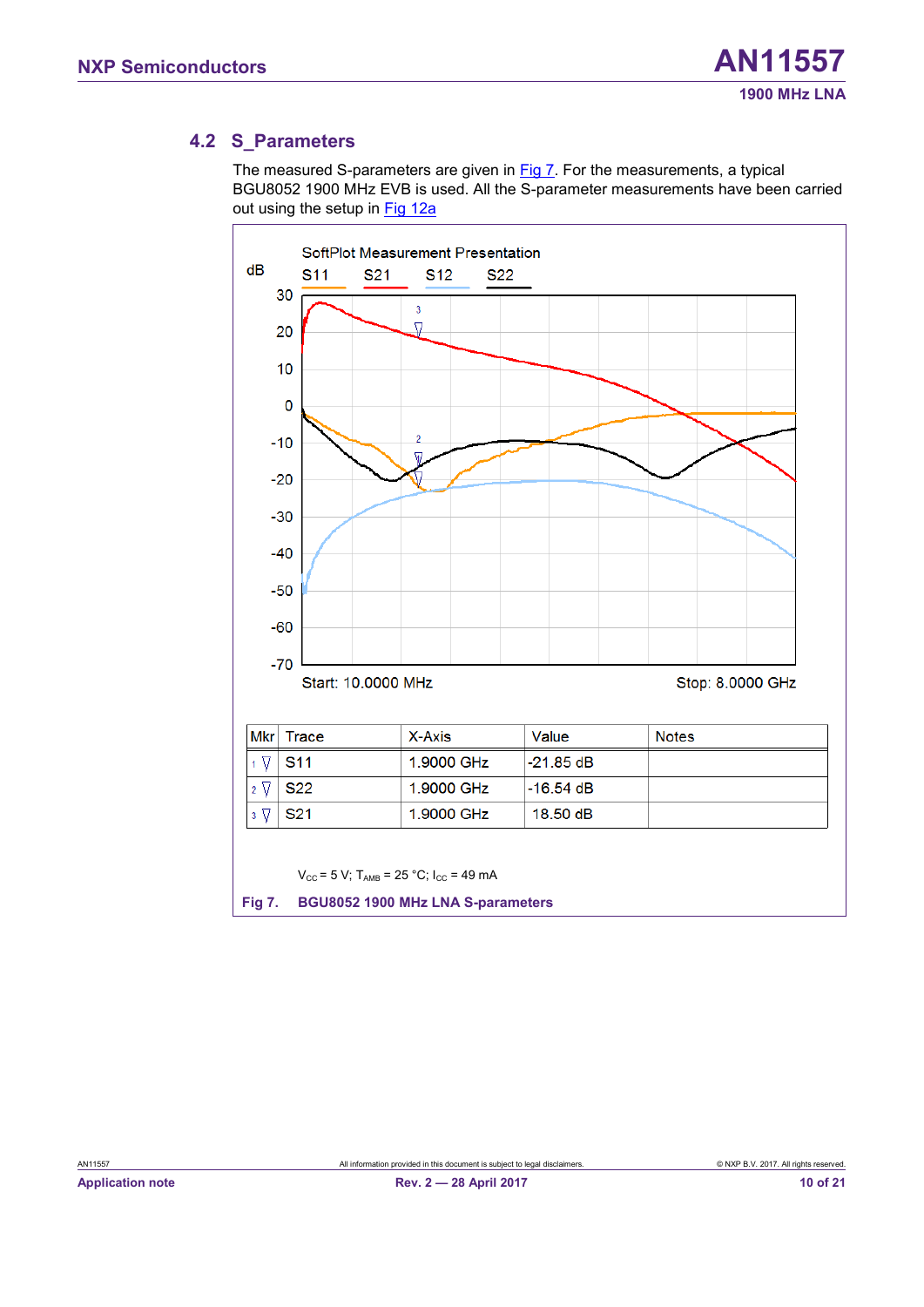## 4.2 S_Parameters

The measured S-parameters are given in Fig 7. For the measurements, a typical BGU8052 1900 MHz EVB is used. All the S-parameter measurements have been carried out using the setup in Fig 12a

SoftPlot Measurement Presentation

| Mkr | Trace | X-Axis | Value | Notes |
|---|---|---|---|---|
| 1 | S11 | 1.9000 GHz | -21.85 dB | |
| 2 | S22 | 1.9000 GHz | -16.54 dB | |
| 3 | S21 | 1.9000 GHz | 18.50 dB | |

$V_{CC}$ = 5 V; $T_{AMB}$ = 25 °C; $I_{CC}$ = 49 mA

**Fig 7. BGU8052 1900 MHz LNA S-parameters**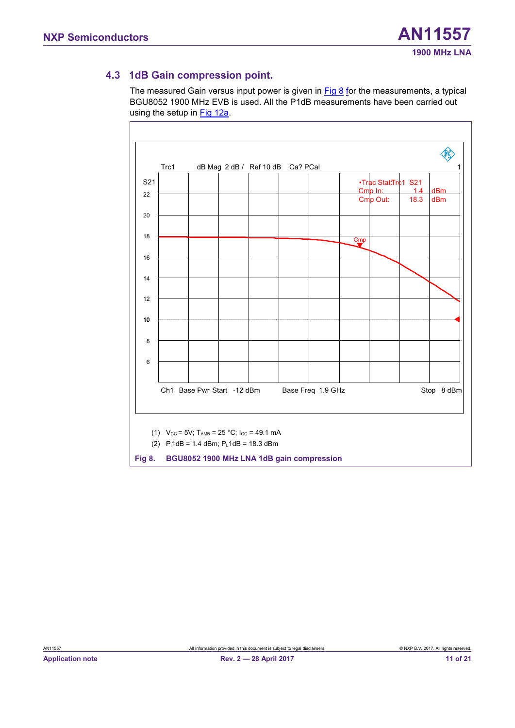## 4.3 1dB Gain compression point.

The measured Gain versus input power is given in Fig 8 for the measurements, a typical BGU8052 1900 MHz EVB is used. All the P1dB measurements have been carried out using the setup in Fig 12a.

(1) $V_{CC}$ = 5V; $T_{AMB}$ = 25 °C; $I_{CC}$ = 49.1 mA

(2) $P_i$1dB = 1.4 dBm; $P_L$1dB = 18.3 dBm

**Fig 8. BGU8052 1900 MHz LNA 1dB gain compression**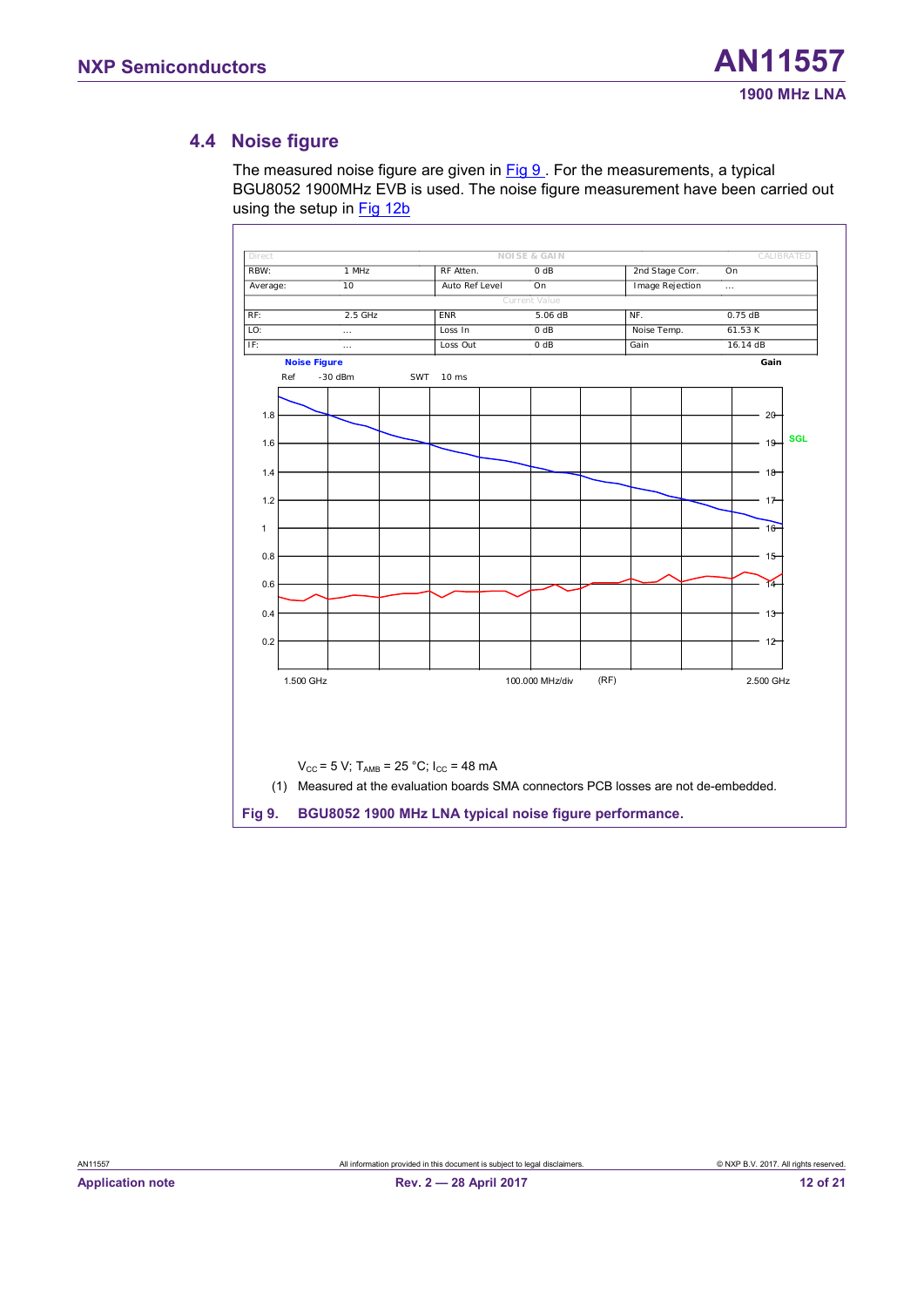## 4.4 Noise figure

The measured noise figure are given in Fig 9 . For the measurements, a typical BGU8052 1900MHz EVB is used. The noise figure measurement have been carried out using the setup in Fig 12b

| Direct | | NOISE & GAIN | | | CALIBRATED |
|---|---|---|---|---|---|
| RBW: | 1 MHz | RF Atten. | 0 dB | 2nd Stage Corr. | On |
| Average: | 10 | Auto Ref Level | On | Image Rejection | ... |
| | | Current Value | | | |
| RF: | 2.5 GHz | ENR | 5.06 dB | NF. | 0.75 dB |
| LO: | ... | Loss In | 0 dB | Noise Temp. | 61.53 K |
| IF: | ... | Loss Out | 0 dB | Gain | 16.14 dB |

Noise Figure — Gain

Ref -30 dBm SWT 10 ms

1.500 GHz — 100.000 MHz/div — (RF) — 2.500 GHz

$V_{CC}$ = 5 V; $T_{AMB}$ = 25 °C; $I_{CC}$ = 48 mA

(1) Measured at the evaluation boards SMA connectors PCB losses are not de-embedded.

**Fig 9. BGU8052 1900 MHz LNA typical noise figure performance.**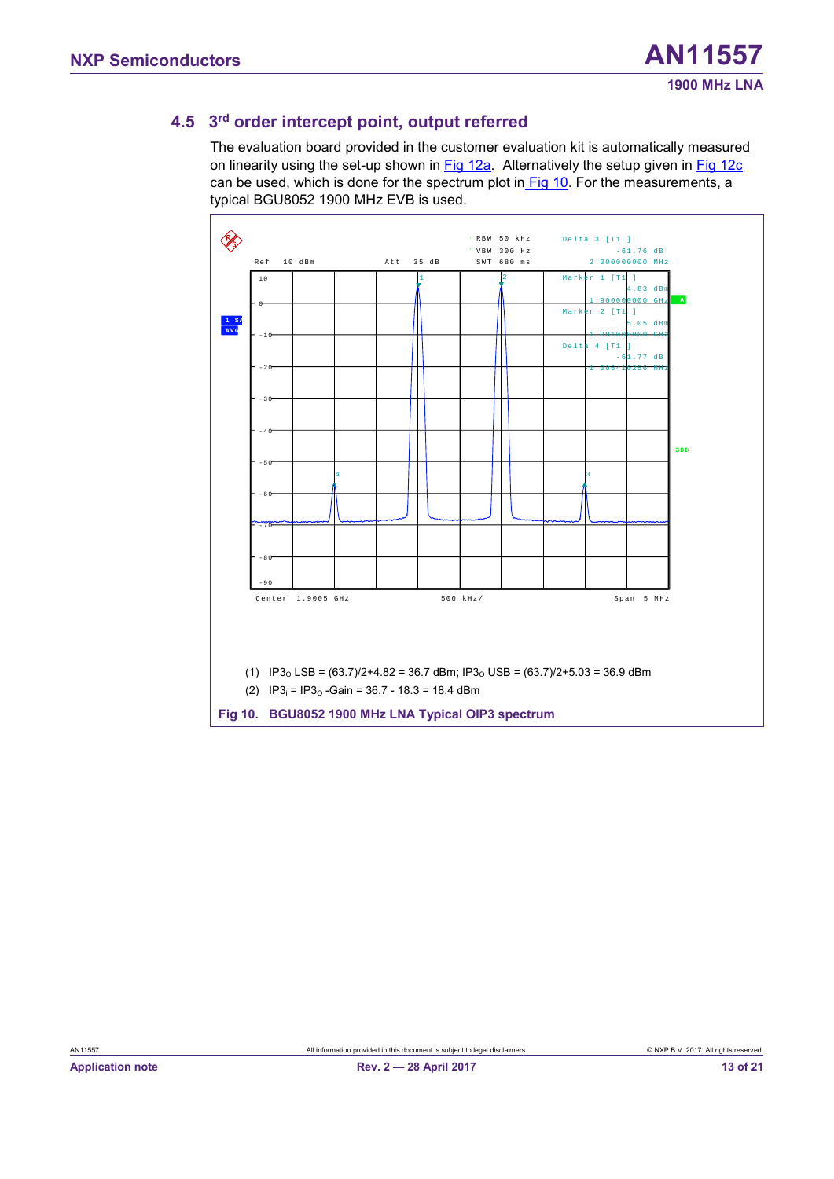### 4.5 3rd order intercept point, output referred

The evaluation board provided in the customer evaluation kit is automatically measured on linearity using the set-up shown in Fig 12a. Alternatively the setup given in Fig 12c can be used, which is done for the spectrum plot in Fig 10. For the measurements, a typical BGU8052 1900 MHz EVB is used.

(1) $IP3_O$ LSB = (63.7)/2+4.82 = 36.7 dBm; $IP3_O$ USB = (63.7)/2+5.03 = 36.9 dBm

(2) $IP3_i$ = $IP3_O$ -Gain = 36.7 - 18.3 = 18.4 dBm

**Fig 10. BGU8052 1900 MHz LNA Typical OIP3 spectrum**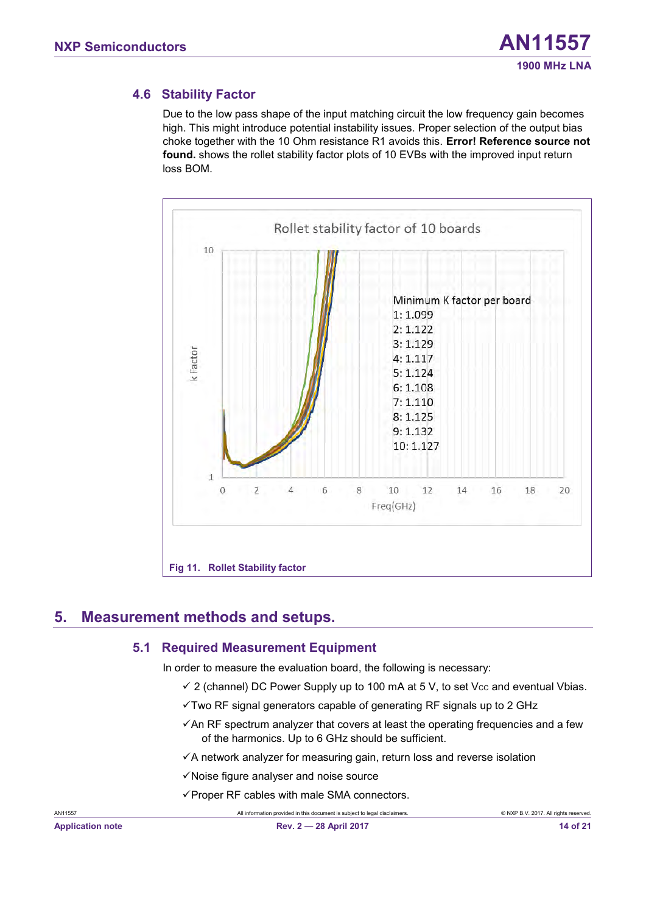### 4.6 Stability Factor

Due to the low pass shape of the input matching circuit the low frequency gain becomes high. This might introduce potential instability issues. Proper selection of the output bias choke together with the 10 Ohm resistance R1 avoids this. **Error! Reference source not found.** shows the rollet stability factor plots of 10 EVBs with the improved input return loss BOM.

Rollet stability factor of 10 boards

Minimum K factor per board
1: 1.099
2: 1.122
3: 1.129
4: 1.117
5: 1.124
6: 1.108
7: 1.110
8: 1.125
9: 1.132
10: 1.127

**Fig 11. Rollet Stability factor**

## 5. Measurement methods and setups.

### 5.1 Required Measurement Equipment

In order to measure the evaluation board, the following is necessary:

- ✓ 2 (channel) DC Power Supply up to 100 mA at 5 V, to set $V_{CC}$ and eventual Vbias.
- ✓ Two RF signal generators capable of generating RF signals up to 2 GHz
- ✓ An RF spectrum analyzer that covers at least the operating frequencies and a few of the harmonics. Up to 6 GHz should be sufficient.
- ✓ A network analyzer for measuring gain, return loss and reverse isolation
- ✓ Noise figure analyser and noise source
- ✓ Proper RF cables with male SMA connectors.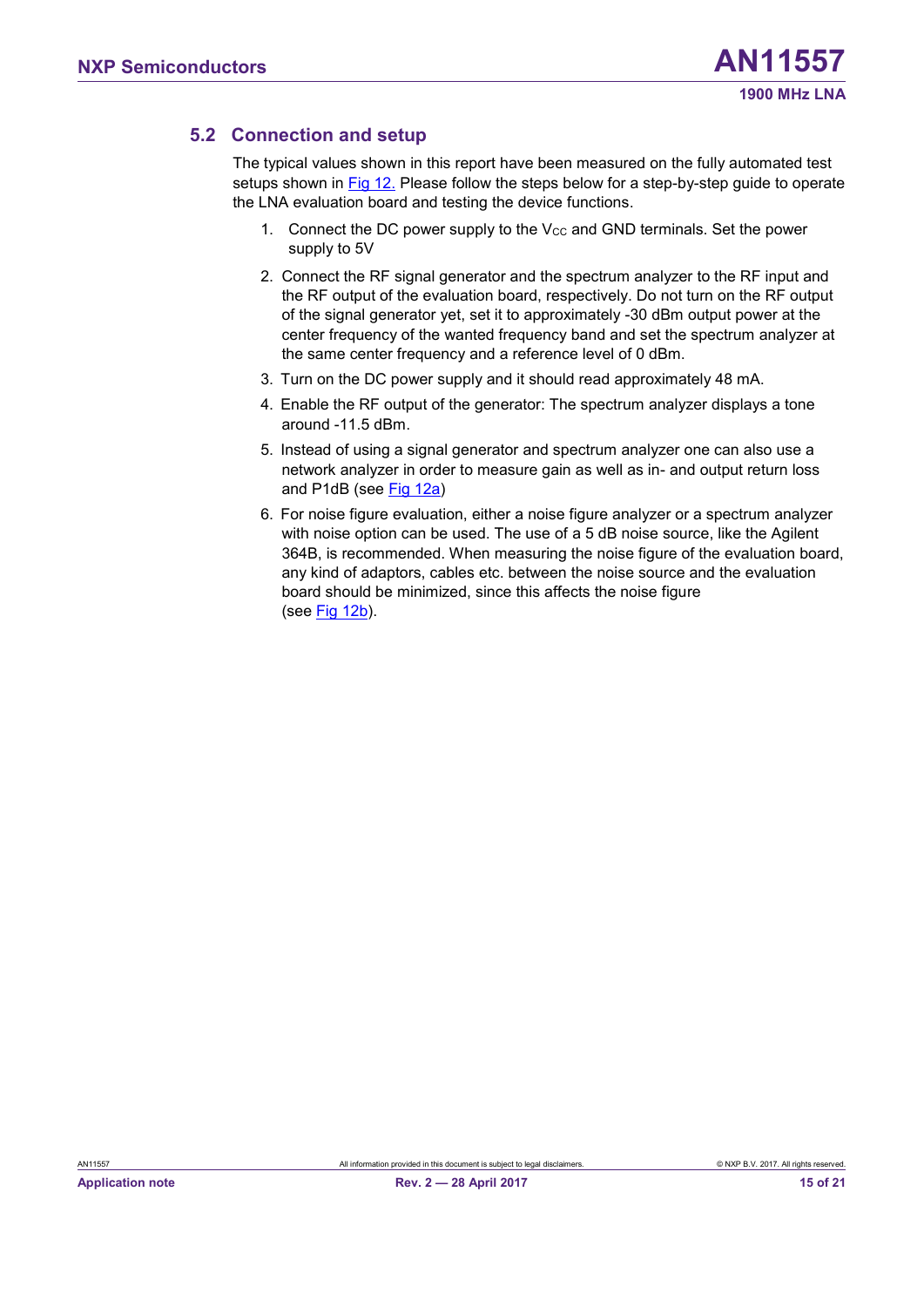## 5.2 Connection and setup

The typical values shown in this report have been measured on the fully automated test setups shown in Fig 12. Please follow the steps below for a step-by-step guide to operate the LNA evaluation board and testing the device functions.

1. Connect the DC power supply to the $V_{CC}$ and GND terminals. Set the power supply to 5V
2. Connect the RF signal generator and the spectrum analyzer to the RF input and the RF output of the evaluation board, respectively. Do not turn on the RF output of the signal generator yet, set it to approximately -30 dBm output power at the center frequency of the wanted frequency band and set the spectrum analyzer at the same center frequency and a reference level of 0 dBm.
3. Turn on the DC power supply and it should read approximately 48 mA.
4. Enable the RF output of the generator: The spectrum analyzer displays a tone around -11.5 dBm.
5. Instead of using a signal generator and spectrum analyzer one can also use a network analyzer in order to measure gain as well as in- and output return loss and P1dB (see Fig 12a)
6. For noise figure evaluation, either a noise figure analyzer or a spectrum analyzer with noise option can be used. The use of a 5 dB noise source, like the Agilent 364B, is recommended. When measuring the noise figure of the evaluation board, any kind of adaptors, cables etc. between the noise source and the evaluation board should be minimized, since this affects the noise figure (see Fig 12b).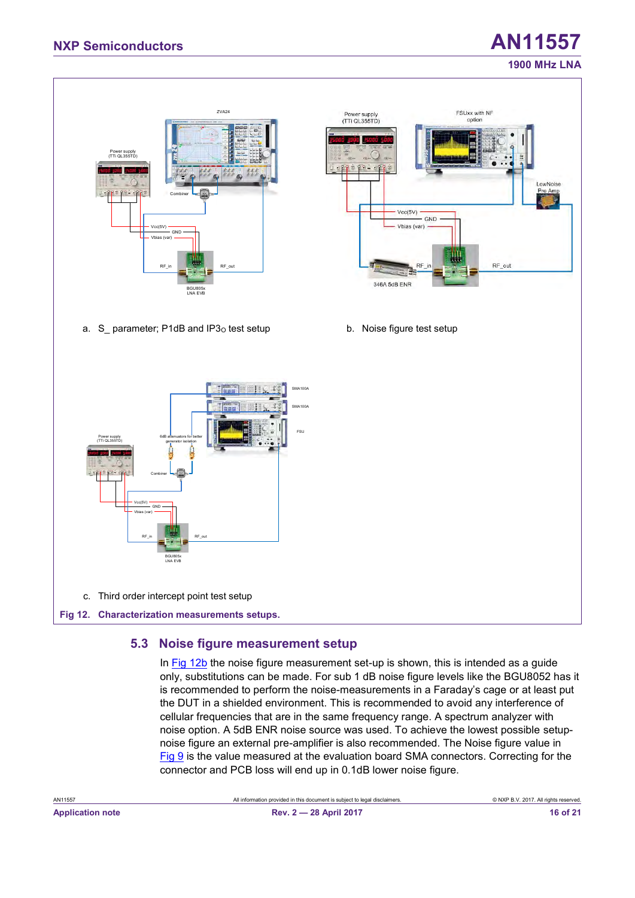a. S_ parameter; P1dB and IP3o test setup

b. Noise figure test setup

c. Third order intercept point test setup

**Fig 12. Characterization measurements setups.**

## 5.3 Noise figure measurement setup

In Fig 12b the noise figure measurement set-up is shown, this is intended as a guide only, substitutions can be made. For sub 1 dB noise figure levels like the BGU8052 has it is recommended to perform the noise-measurements in a Faraday's cage or at least put the DUT in a shielded environment. This is recommended to avoid any interference of cellular frequencies that are in the same frequency range. A spectrum analyzer with noise option. A 5dB ENR noise source was used. To achieve the lowest possible setup-noise figure an external pre-amplifier is also recommended. The Noise figure value in Fig 9 is the value measured at the evaluation board SMA connectors. Correcting for the connector and PCB loss will end up in 0.1dB lower noise figure.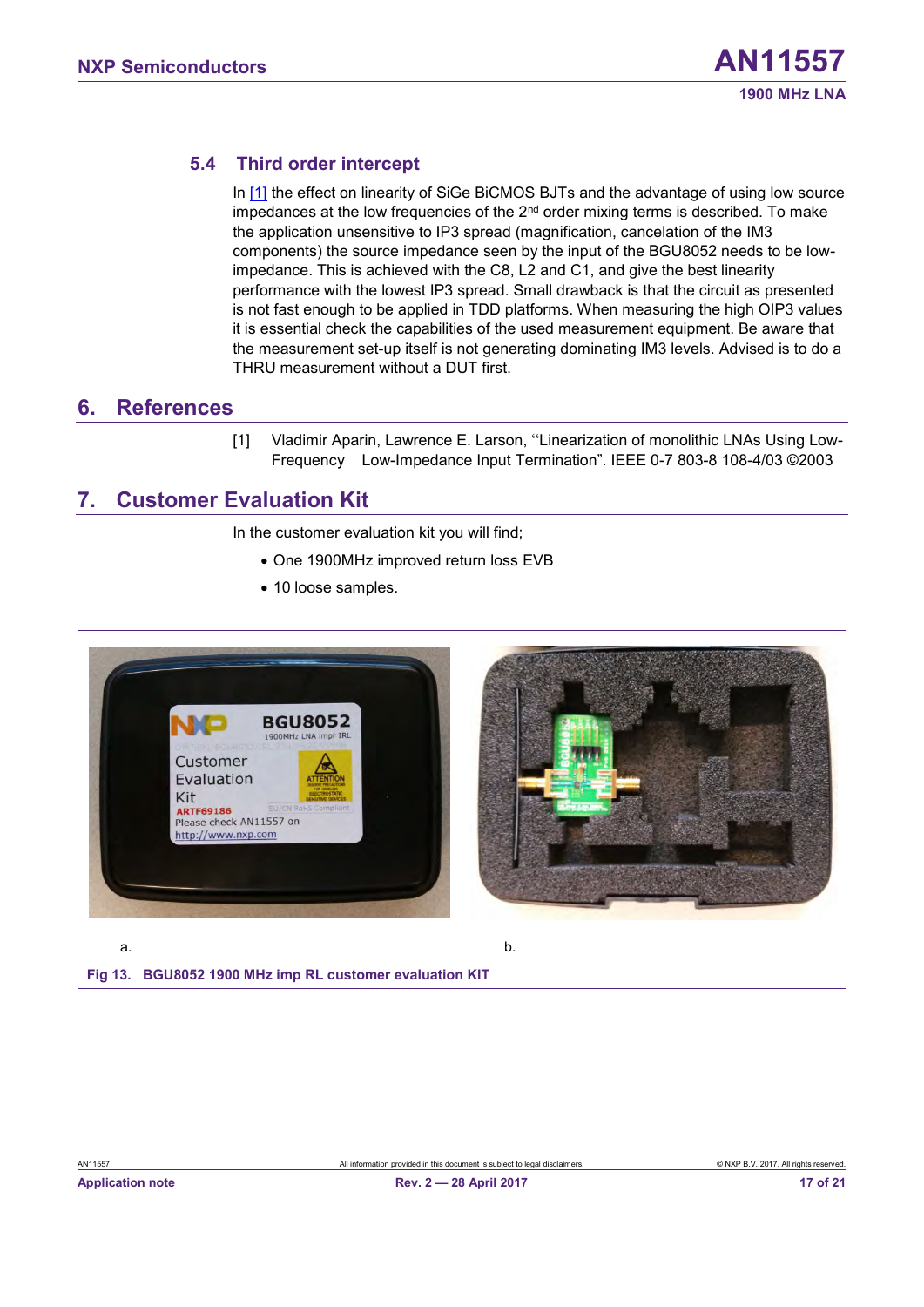### 5.4 Third order intercept

In [1] the effect on linearity of SiGe BiCMOS BJTs and the advantage of using low source impedances at the low frequencies of the 2nd order mixing terms is described. To make the application unsensitive to IP3 spread (magnification, cancelation of the IM3 components) the source impedance seen by the input of the BGU8052 needs to be low-impedance. This is achieved with the C8, L2 and C1, and give the best linearity performance with the lowest IP3 spread. Small drawback is that the circuit as presented is not fast enough to be applied in TDD platforms. When measuring the high OIP3 values it is essential check the capabilities of the used measurement equipment. Be aware that the measurement set-up itself is not generating dominating IM3 levels. Advised is to do a THRU measurement without a DUT first.

## 6. References

[1] Vladimir Aparin, Lawrence E. Larson, "Linearization of monolithic LNAs Using Low-Frequency Low-Impedance Input Termination". IEEE 0-7 803-8 108-4/03 ©2003

## 7. Customer Evaluation Kit

In the customer evaluation kit you will find;

- One 1900MHz improved return loss EVB
- 10 loose samples.

a. b.

Fig 13. BGU8052 1900 MHz imp RL customer evaluation KIT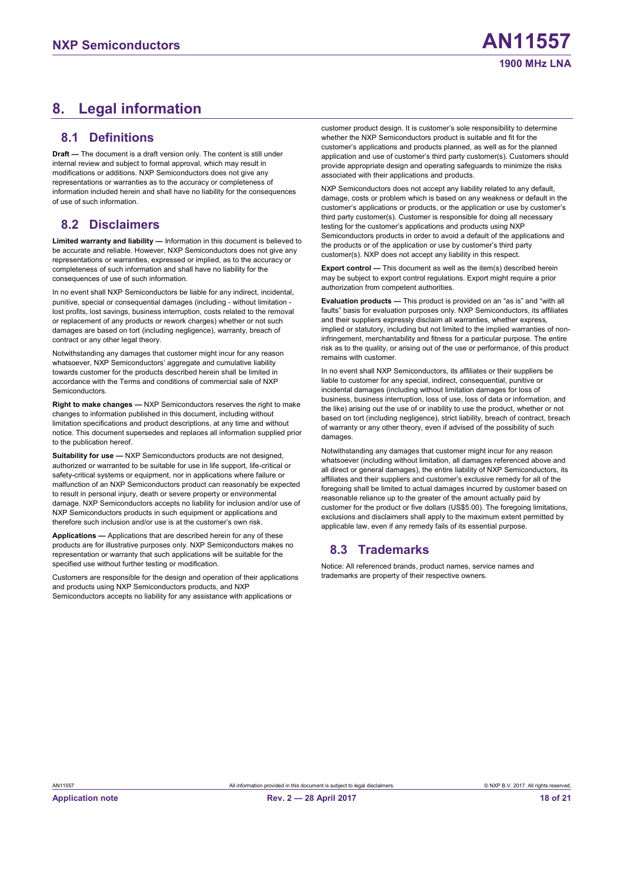# 8. Legal information

## 8.1 Definitions

**Draft —** The document is a draft version only. The content is still under internal review and subject to formal approval, which may result in modifications or additions. NXP Semiconductors does not give any representations or warranties as to the accuracy or completeness of information included herein and shall have no liability for the consequences of use of such information.

## 8.2 Disclaimers

**Limited warranty and liability —** Information in this document is believed to be accurate and reliable. However, NXP Semiconductors does not give any representations or warranties, expressed or implied, as to the accuracy or completeness of such information and shall have no liability for the consequences of use of such information.

In no event shall NXP Semiconductors be liable for any indirect, incidental, punitive, special or consequential damages (including - without limitation - lost profits, lost savings, business interruption, costs related to the removal or replacement of any products or rework charges) whether or not such damages are based on tort (including negligence), warranty, breach of contract or any other legal theory.

Notwithstanding any damages that customer might incur for any reason whatsoever, NXP Semiconductors' aggregate and cumulative liability towards customer for the products described herein shall be limited in accordance with the Terms and conditions of commercial sale of NXP Semiconductors.

**Right to make changes —** NXP Semiconductors reserves the right to make changes to information published in this document, including without limitation specifications and product descriptions, at any time and without notice. This document supersedes and replaces all information supplied prior to the publication hereof.

**Suitability for use —** NXP Semiconductors products are not designed, authorized or warranted to be suitable for use in life support, life-critical or safety-critical systems or equipment, nor in applications where failure or malfunction of an NXP Semiconductors product can reasonably be expected to result in personal injury, death or severe property or environmental damage. NXP Semiconductors accepts no liability for inclusion and/or use of NXP Semiconductors products in such equipment or applications and therefore such inclusion and/or use is at the customer's own risk.

**Applications —** Applications that are described herein for any of these products are for illustrative purposes only. NXP Semiconductors makes no representation or warranty that such applications will be suitable for the specified use without further testing or modification.

Customers are responsible for the design and operation of their applications and products using NXP Semiconductors products, and NXP Semiconductors accepts no liability for any assistance with applications or customer product design. It is customer's sole responsibility to determine whether the NXP Semiconductors product is suitable and fit for the customer's applications and products planned, as well as for the planned application and use of customer's third party customer(s). Customers should provide appropriate design and operating safeguards to minimize the risks associated with their applications and products.

NXP Semiconductors does not accept any liability related to any default, damage, costs or problem which is based on any weakness or default in the customer's applications or products, or the application or use by customer's third party customer(s). Customer is responsible for doing all necessary testing for the customer's applications and products using NXP Semiconductors products in order to avoid a default of the applications and the products or of the application or use by customer's third party customer(s). NXP does not accept any liability in this respect.

**Export control —** This document as well as the item(s) described herein may be subject to export control regulations. Export might require a prior authorization from competent authorities.

**Evaluation products —** This product is provided on an "as is" and "with all faults" basis for evaluation purposes only. NXP Semiconductors, its affiliates and their suppliers expressly disclaim all warranties, whether express, implied or statutory, including but not limited to the implied warranties of non-infringement, merchantability and fitness for a particular purpose. The entire risk as to the quality, or arising out of the use or performance, of this product remains with customer.

In no event shall NXP Semiconductors, its affiliates or their suppliers be liable to customer for any special, indirect, consequential, punitive or incidental damages (including without limitation damages for loss of business, business interruption, loss of use, loss of data or information, and the like) arising out the use of or inability to use the product, whether or not based on tort (including negligence), strict liability, breach of contract, breach of warranty or any other theory, even if advised of the possibility of such damages.

Notwithstanding any damages that customer might incur for any reason whatsoever (including without limitation, all damages referenced above and all direct or general damages), the entire liability of NXP Semiconductors, its affiliates and their suppliers and customer's exclusive remedy for all of the foregoing shall be limited to actual damages incurred by customer based on reasonable reliance up to the greater of the amount actually paid by customer for the product or five dollars (US$5.00). The foregoing limitations, exclusions and disclaimers shall apply to the maximum extent permitted by applicable law, even if any remedy fails of its essential purpose.

## 8.3 Trademarks

Notice: All referenced brands, product names, service names and trademarks are property of their respective owners.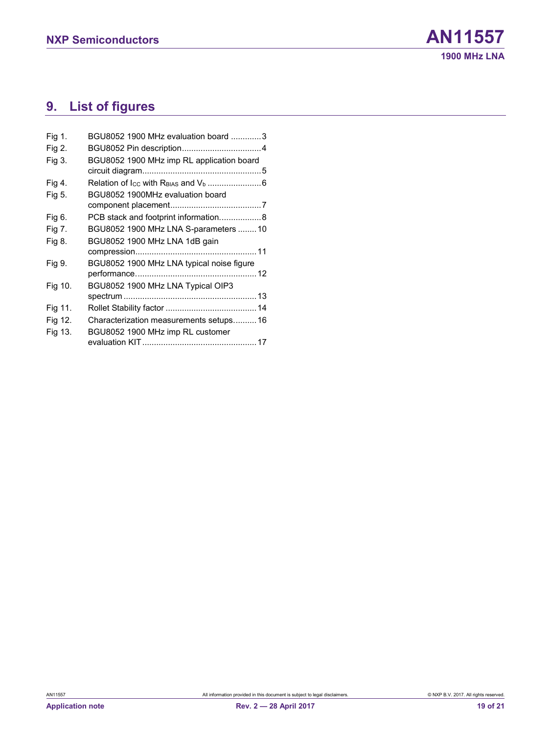## 9. List of figures

| | | |
|---|---|---|
| Fig 1. | BGU8052 1900 MHz evaluation board | 3 |
| Fig 2. | BGU8052 Pin description | 4 |
| Fig 3. | BGU8052 1900 MHz imp RL application board circuit diagram | 5 |
| Fig 4. | Relation of $I_{CC}$ with $R_{BIAS}$ and $V_b$ | 6 |
| Fig 5. | BGU8052 1900MHz evaluation board component placement | 7 |
| Fig 6. | PCB stack and footprint information | 8 |
| Fig 7. | BGU8052 1900 MHz LNA S-parameters | 10 |
| Fig 8. | BGU8052 1900 MHz LNA 1dB gain compression | 11 |
| Fig 9. | BGU8052 1900 MHz LNA typical noise figure performance | 12 |
| Fig 10. | BGU8052 1900 MHz LNA Typical OIP3 spectrum | 13 |
| Fig 11. | Rollet Stability factor | 14 |
| Fig 12. | Characterization measurements setups | 16 |
| Fig 13. | BGU8052 1900 MHz imp RL customer evaluation KIT | 17 |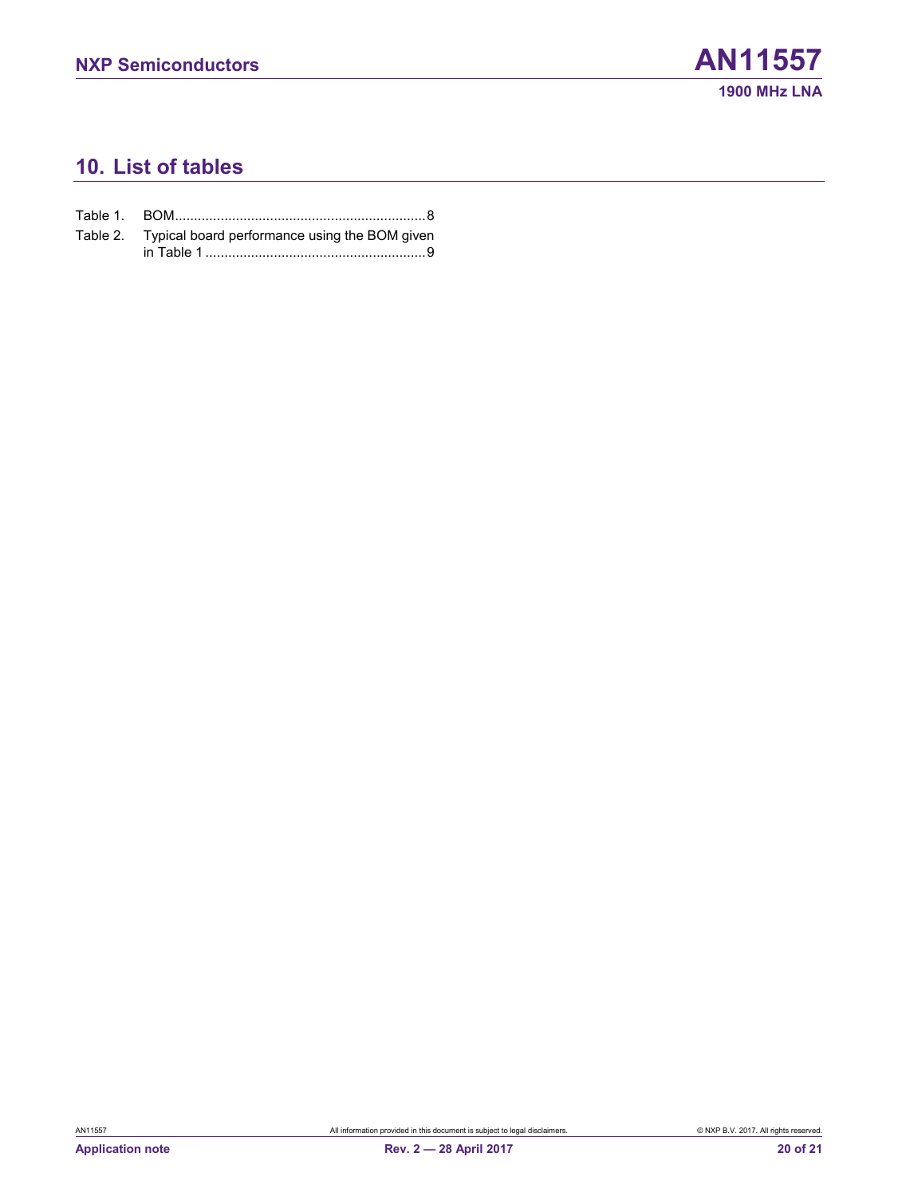## 10. List of tables

Table 1. BOM.................................................................8

Table 2. Typical board performance using the BOM given in Table 1.........................................................9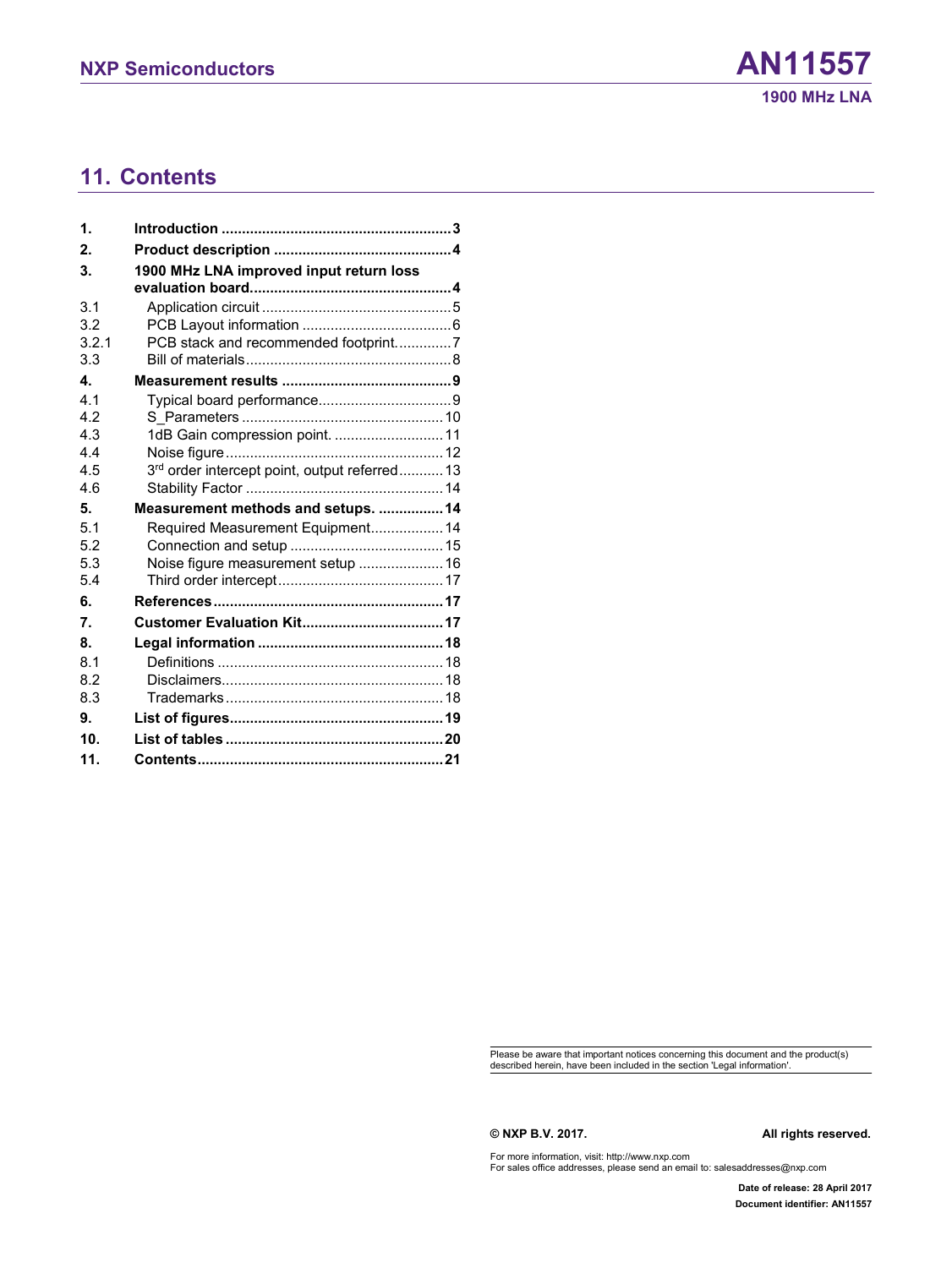## 11. Contents

| | | |
|---|---|---|
| **1.** | **Introduction** | **3** |
| **2.** | **Product description** | **4** |
| **3.** | **1900 MHz LNA improved input return loss evaluation board** | **4** |
| 3.1 | Application circuit | 5 |
| 3.2 | PCB Layout information | 6 |
| 3.2.1 | PCB stack and recommended footprint. | 7 |
| 3.3 | Bill of materials | 8 |
| **4.** | **Measurement results** | **9** |
| 4.1 | Typical board performance | 9 |
| 4.2 | S_Parameters | 10 |
| 4.3 | 1dB Gain compression point. | 11 |
| 4.4 | Noise figure | 12 |
| 4.5 | 3rd order intercept point, output referred | 13 |
| 4.6 | Stability Factor | 14 |
| **5.** | **Measurement methods and setups.** | **14** |
| 5.1 | Required Measurement Equipment | 14 |
| 5.2 | Connection and setup | 15 |
| 5.3 | Noise figure measurement setup | 16 |
| 5.4 | Third order intercept | 17 |
| **6.** | **References** | **17** |
| **7.** | **Customer Evaluation Kit** | **17** |
| **8.** | **Legal information** | **18** |
| 8.1 | Definitions | 18 |
| 8.2 | Disclaimers | 18 |
| 8.3 | Trademarks | 18 |
| **9.** | **List of figures** | **19** |
| **10.** | **List of tables** | **20** |
| **11.** | **Contents** | **21** |

Please be aware that important notices concerning this document and the product(s) described herein, have been included in the section 'Legal information'.

**© NXP B.V. 2017. All rights reserved.**

For more information, visit: http://www.nxp.com
For sales office addresses, please send an email to: salesaddresses@nxp.com

**Date of release: 28 April 2017**
**Document identifier: AN11557**